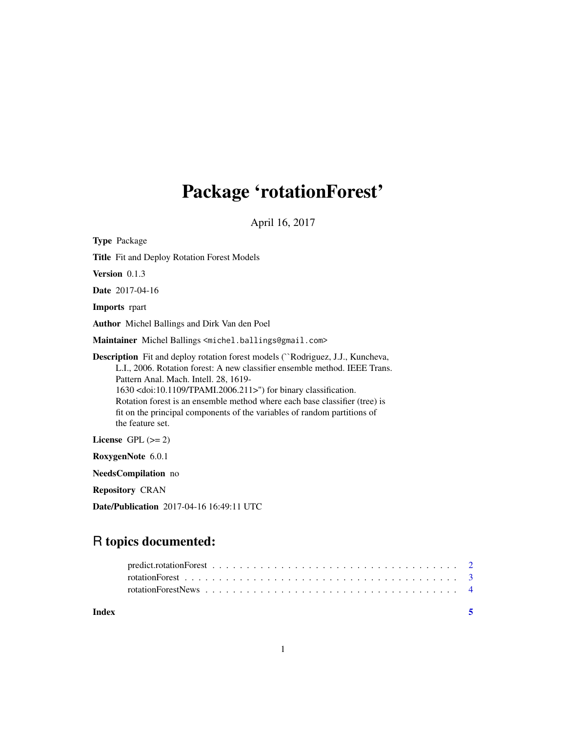# Package 'rotationForest'

April 16, 2017

**Type** Package

**Title** Fit and Deploy Rotation Forest Models

**Version** 0.1.3

**Date** 2017-04-16

**Imports** rpart

**Author** Michel Ballings and Dirk Van den Poel

**Maintainer** Michel Ballings <michel.ballings@gmail.com>

**Description** Fit and deploy rotation forest models (``Rodriguez, J.J., Kuncheva, L.I., 2006. Rotation forest: A new classifier ensemble method. IEEE Trans. Pattern Anal. Mach. Intell. 28, 1619-1630 <doi:10.1109/TPAMI.2006.211>") for binary classification. Rotation forest is an ensemble method where each base classifier (tree) is fit on the principal components of the variables of random partitions of the feature set.

**License** GPL (>= 2)

**RoxygenNote** 6.0.1

**NeedsCompilation** no

**Repository** CRAN

**Date/Publication** 2017-04-16 16:49:11 UTC

## R topics documented:

predict.rotationForest . . . . . . . . . . . . . . . . . . . . . . . . . . . . . . . . . . . 2
rotationForest . . . . . . . . . . . . . . . . . . . . . . . . . . . . . . . . . . . . . . . 3
rotationForestNews . . . . . . . . . . . . . . . . . . . . . . . . . . . . . . . . . . . . 4

**Index** 5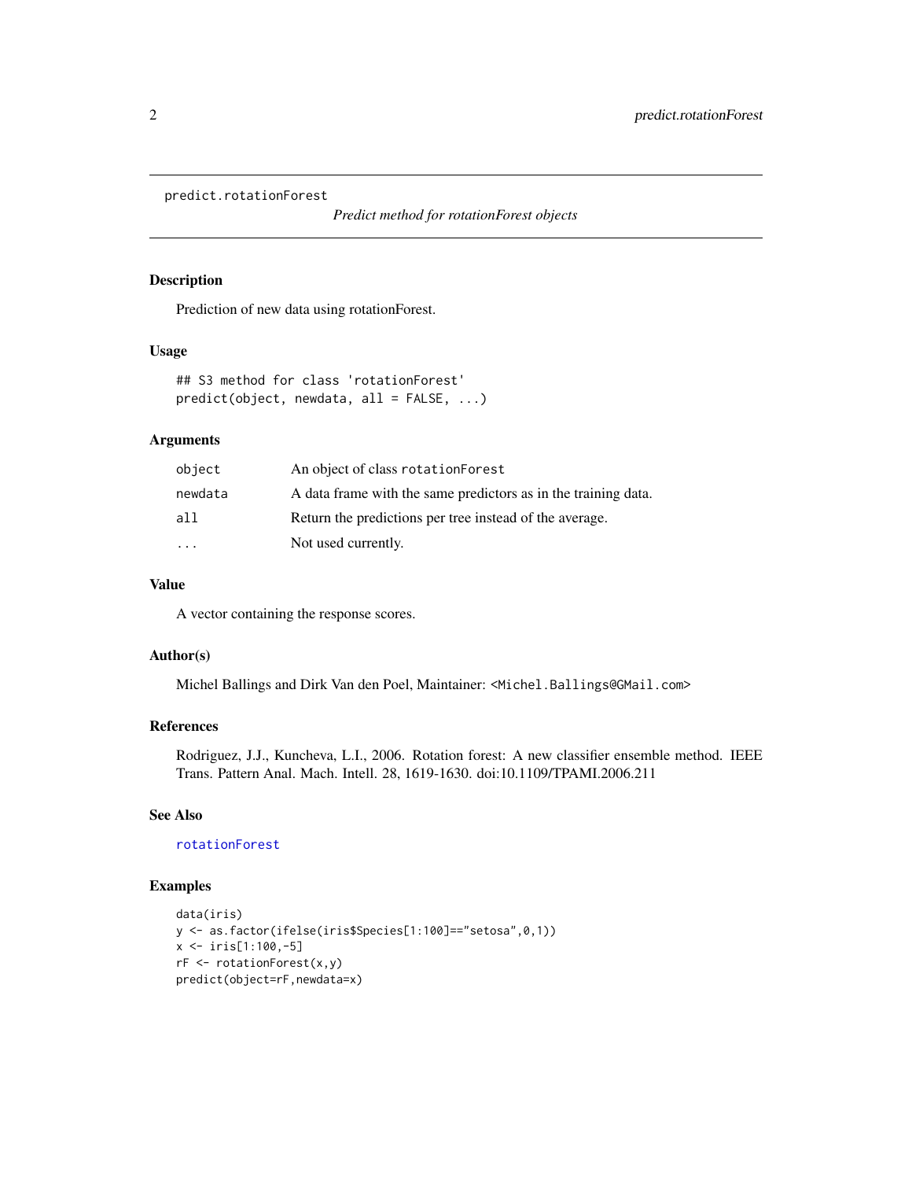predict.rotationForest

*Predict method for rotationForest objects*

## Description

Prediction of new data using rotationForest.

## Usage

```
## S3 method for class 'rotationForest'
predict(object, newdata, all = FALSE, ...)
```

## Arguments

| | |
|---|---|
| object | An object of class rotationForest |
| newdata | A data frame with the same predictors as in the training data. |
| all | Return the predictions per tree instead of the average. |
| ... | Not used currently. |

## Value

A vector containing the response scores.

## Author(s)

Michel Ballings and Dirk Van den Poel, Maintainer: <Michel.Ballings@GMail.com>

## References

Rodriguez, J.J., Kuncheva, L.I., 2006. Rotation forest: A new classifier ensemble method. IEEE Trans. Pattern Anal. Mach. Intell. 28, 1619-1630. doi:10.1109/TPAMI.2006.211

## See Also

rotationForest

## Examples

```
data(iris)
y <- as.factor(ifelse(iris$Species[1:100]=="setosa",0,1))
x <- iris[1:100,-5]
rF <- rotationForest(x,y)
predict(object=rF,newdata=x)
```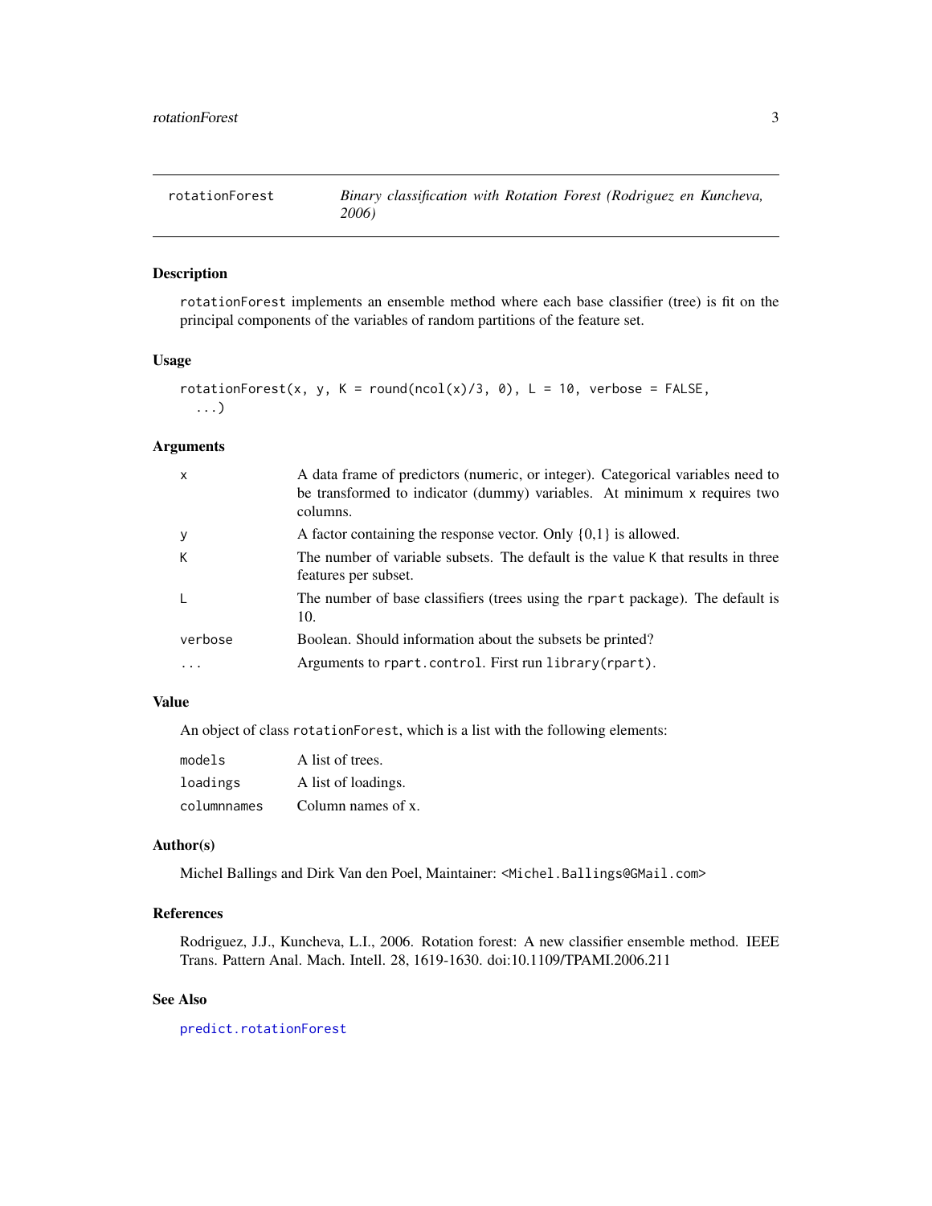rotationForest | *Binary classification with Rotation Forest (Rodriguez en Kuncheva, 2006)*
---|---

## Description

`rotationForest` implements an ensemble method where each base classifier (tree) is fit on the principal components of the variables of random partitions of the feature set.

## Usage

```
rotationForest(x, y, K = round(ncol(x)/3, 0), L = 10, verbose = FALSE,
  ...)
```

## Arguments

| | |
|---|---|
| `x` | A data frame of predictors (numeric, or integer). Categorical variables need to be transformed to indicator (dummy) variables. At minimum `x` requires two columns. |
| `y` | A factor containing the response vector. Only {0,1} is allowed. |
| `K` | The number of variable subsets. The default is the value `K` that results in three features per subset. |
| `L` | The number of base classifiers (trees using the `rpart` package). The default is 10. |
| `verbose` | Boolean. Should information about the subsets be printed? |
| `...` | Arguments to `rpart.control`. First run `library(rpart)`. |

## Value

An object of class `rotationForest`, which is a list with the following elements:

| | |
|---|---|
| `models` | A list of trees. |
| `loadings` | A list of loadings. |
| `columnnames` | Column names of x. |

## Author(s)

Michel Ballings and Dirk Van den Poel, Maintainer: <Michel.Ballings@GMail.com>

## References

Rodriguez, J.J., Kuncheva, L.I., 2006. Rotation forest: A new classifier ensemble method. IEEE Trans. Pattern Anal. Mach. Intell. 28, 1619-1630. doi:10.1109/TPAMI.2006.211

## See Also

`predict.rotationForest`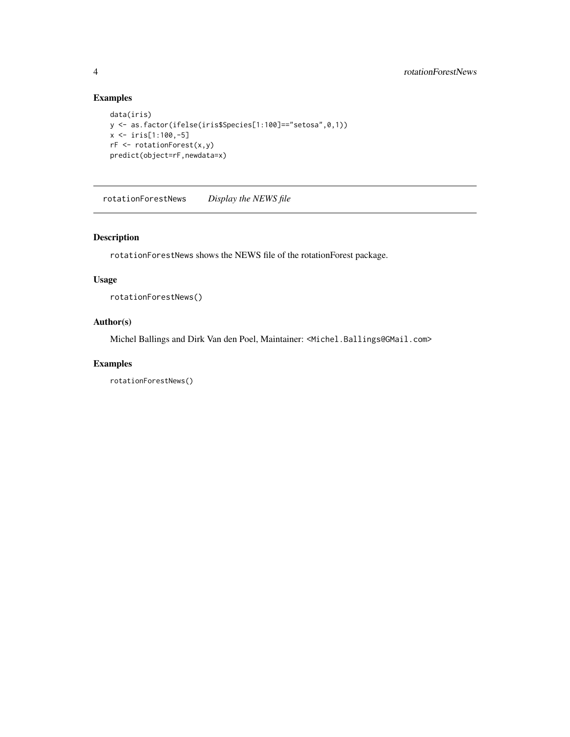## Examples

```
data(iris)
y <- as.factor(ifelse(iris$Species[1:100]=="setosa",0,1))
x <- iris[1:100,-5]
rF <- rotationForest(x,y)
predict(object=rF,newdata=x)
```

---

# rotationForestNews *Display the NEWS file*

---

## Description

`rotationForestNews` shows the NEWS file of the rotationForest package.

## Usage

```
rotationForestNews()
```

## Author(s)

Michel Ballings and Dirk Van den Poel, Maintainer: `<Michel.Ballings@GMail.com>`

## Examples

```
rotationForestNews()
```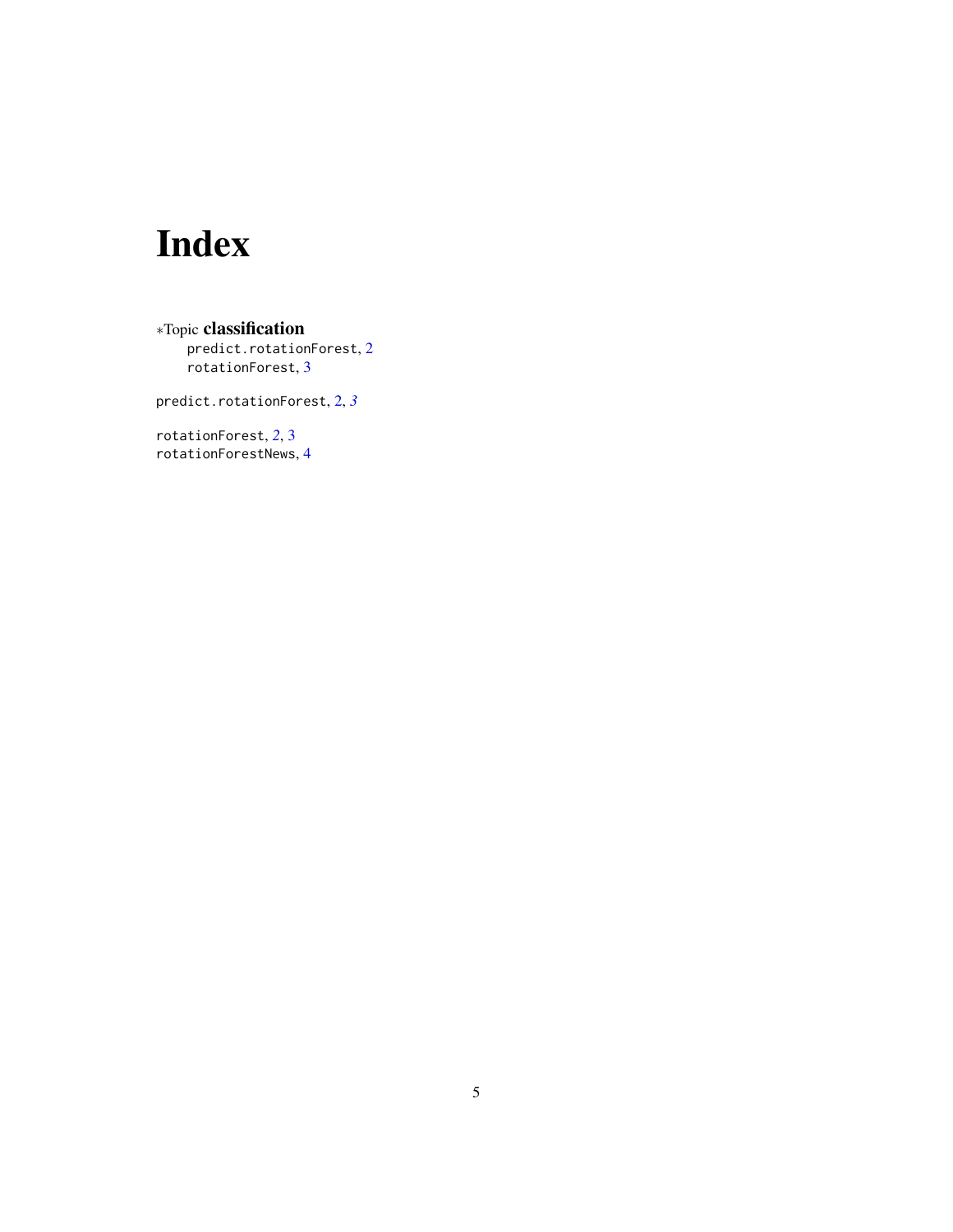# Index

∗Topic **classification**
    predict.rotationForest, 2
    rotationForest, 3

predict.rotationForest, 2, *3*

rotationForest, *2*, 3
rotationForestNews, 4